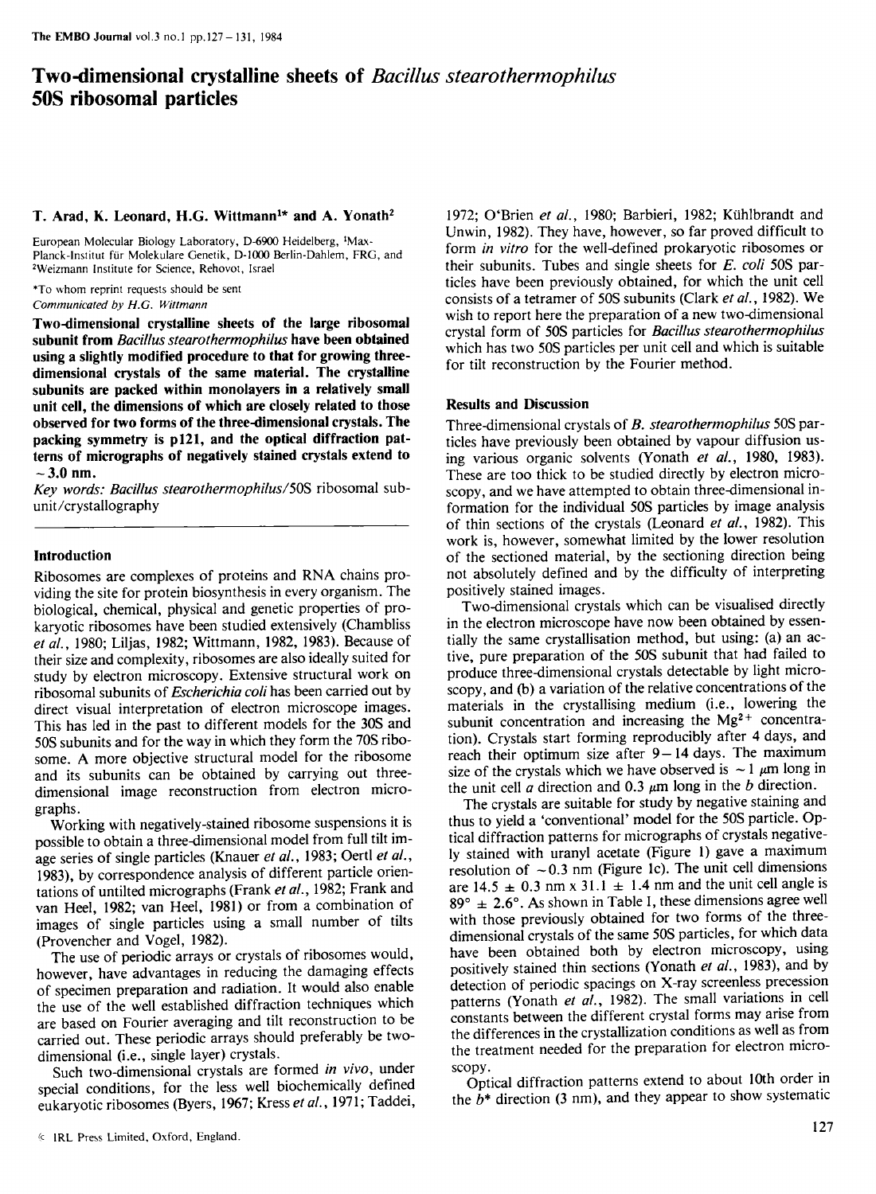# Two-dimensional crystalline sheets of *Bacillus stearothermophilus* 50S ribosomal particles

**T. Arad, K. Leonard, H.G. Wittmann[1]* and A. Yonath[2]**

European Molecular Biology Laboratory, D-6900 Heidelberg, [1]Max-Planck-Institut für Molekulare Genetik, D-1000 Berlin-Dahlem, FRG, and [2]Weizmann Institute for Science, Rehovot, Israel

*To whom reprint requests should be sent

*Communicated by H.G. Wittmann*

**Two-dimensional crystalline sheets of the large ribosomal subunit from *Bacillus stearothermophilus* have been obtained using a slightly modified procedure to that for growing three-dimensional crystals of the same material. The crystalline subunits are packed within monolayers in a relatively small unit cell, the dimensions of which are closely related to those observed for two forms of the three-dimensional crystals. The packing symmetry is p121, and the optical diffraction patterns of micrographs of negatively stained crystals extend to ~3.0 nm.**

*Key words: Bacillus stearothermophilus*/50S ribosomal subunit/crystallography

## Introduction

Ribosomes are complexes of proteins and RNA chains providing the site for protein biosynthesis in every organism. The biological, chemical, physical and genetic properties of prokaryotic ribosomes have been studied extensively (Chambliss *et al.*, 1980; Liljas, 1982; Wittmann, 1982, 1983). Because of their size and complexity, ribosomes are also ideally suited for study by electron microscopy. Extensive structural work on ribosomal subunits of *Escherichia coli* has been carried out by direct visual interpretation of electron microscope images. This has led in the past to different models for the 30S and 50S subunits and for the way in which they form the 70S ribosome. A more objective structural model for the ribosome and its subunits can be obtained by carrying out three-dimensional image reconstruction from electron micrographs.

Working with negatively-stained ribosome suspensions it is possible to obtain a three-dimensional model from full tilt image series of single particles (Knauer *et al.*, 1983; Oertl *et al.*, 1983), by correspondence analysis of different particle orientations of untilted micrographs (Frank *et al.*, 1982; Frank and van Heel, 1982; van Heel, 1981) or from a combination of images of single particles using a small number of tilts (Provencher and Vogel, 1982).

The use of periodic arrays or crystals of ribosomes would, however, have advantages in reducing the damaging effects of specimen preparation and radiation. It would also enable the use of the well established diffraction techniques which are based on Fourier averaging and tilt reconstruction to be carried out. These periodic arrays should preferably be two-dimensional (i.e., single layer) crystals.

Such two-dimensional crystals are formed *in vivo*, under special conditions, for the less well biochemically defined eukaryotic ribosomes (Byers, 1967; Kress *et al.*, 1971; Taddei, 1972; O'Brien *et al.*, 1980; Barbieri, 1982; Kühlbrandt and Unwin, 1982). They have, however, so far proved difficult to form *in vitro* for the well-defined prokaryotic ribosomes or their subunits. Tubes and single sheets for *E. coli* 50S particles have been previously obtained, for which the unit cell consists of a tetramer of 50S subunits (Clark *et al.*, 1982). We wish to report here the preparation of a new two-dimensional crystal form of 50S particles for *Bacillus stearothermophilus* which has two 50S particles per unit cell and which is suitable for tilt reconstruction by the Fourier method.

## Results and Discussion

Three-dimensional crystals of *B. stearothermophilus* 50S particles have previously been obtained by vapour diffusion using various organic solvents (Yonath *et al.*, 1980, 1983). These are too thick to be studied directly by electron microscopy, and we have attempted to obtain three-dimensional information for the individual 50S particles by image analysis of thin sections of the crystals (Leonard *et al.*, 1982). This work is, however, somewhat limited by the lower resolution of the sectioned material, by the sectioning direction being not absolutely defined and by the difficulty of interpreting positively stained images.

Two-dimensional crystals which can be visualised directly in the electron microscope have now been obtained by essentially the same crystallisation method, but using: (a) an active, pure preparation of the 50S subunit that had failed to produce three-dimensional crystals detectable by light microscopy, and (b) a variation of the relative concentrations of the materials in the crystallising medium (i.e., lowering the subunit concentration and increasing the $Mg^{2+}$ concentration). Crystals start forming reproducibly after 4 days, and reach their optimum size after 9–14 days. The maximum size of the crystals which we have observed is ~1 μm long in the unit cell *a* direction and 0.3 μm long in the *b* direction.

The crystals are suitable for study by negative staining and thus to yield a 'conventional' model for the 50S particle. Optical diffraction patterns for micrographs of crystals negatively stained with uranyl acetate (Figure 1) gave a maximum resolution of ~0.3 nm (Figure 1c). The unit cell dimensions are $14.5 \pm 0.3$ nm x $31.1 \pm 1.4$ nm and the unit cell angle is $89° \pm 2.6°$. As shown in Table I, these dimensions agree well with those previously obtained for two forms of the three-dimensional crystals of the same 50S particles, for which data have been obtained both by electron microscopy, using positively stained thin sections (Yonath *et al.*, 1983), and by detection of periodic spacings on X-ray screenless precession patterns (Yonath *et al.*, 1982). The small variations in cell constants between the different crystal forms may arise from the differences in the crystallization conditions as well as from the treatment needed for the preparation for electron microscopy.

Optical diffraction patterns extend to about 10th order in the $b^*$ direction (3 nm), and they appear to show systematic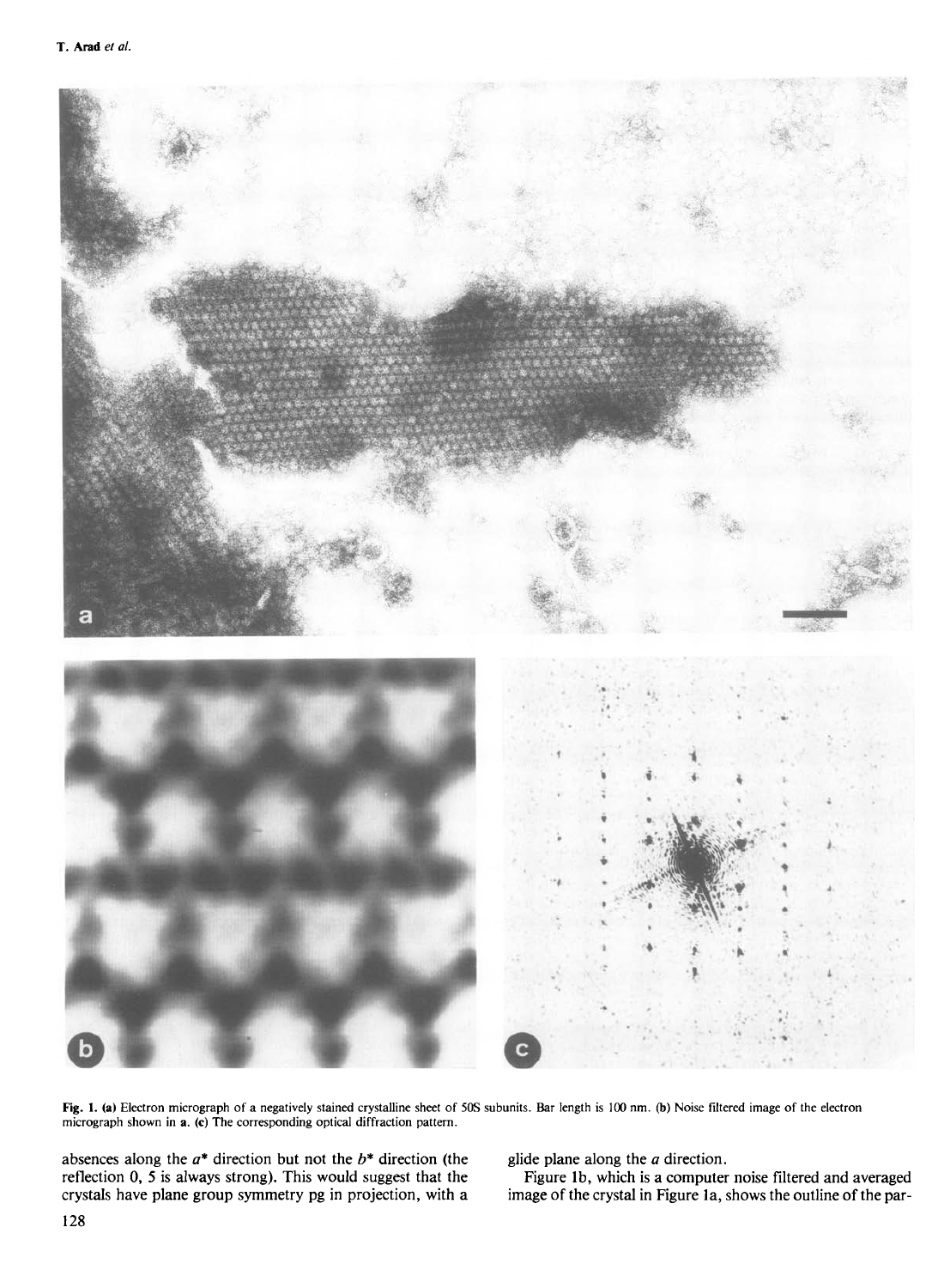Fig. 1. (a) Electron micrograph of a negatively stained crystalline sheet of 50S subunits. Bar length is 100 nm. (b) Noise filtered image of the electron micrograph shown in a. (c) The corresponding optical diffraction pattern.

absences along the $a^*$ direction but not the $b^*$ direction (the reflection 0, 5 is always strong). This would suggest that the crystals have plane group symmetry pg in projection, with a glide plane along the $a$ direction.

Figure 1b, which is a computer noise filtered and averaged image of the crystal in Figure 1a, shows the outline of the par-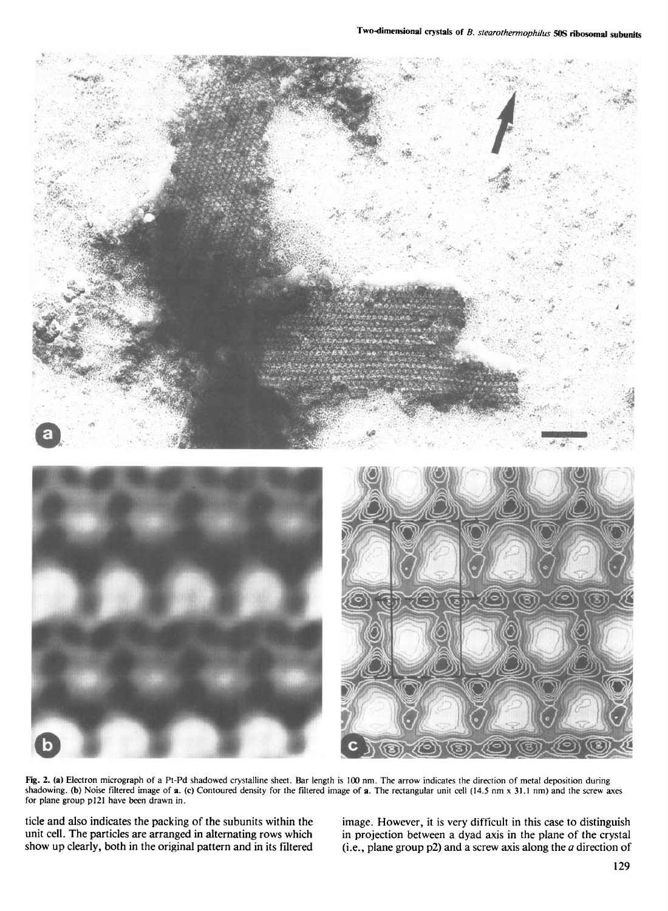**Fig. 2.** **(a)** Electron micrograph of a Pt-Pd shadowed crystalline sheet. Bar length is 100 nm. The arrow indicates the direction of metal deposition during shadowing. **(b)** Noise filtered image of **a**. **(c)** Contoured density for the filtered image of **a**. The rectangular unit cell (14.5 nm x 31.1 nm) and the screw axes for plane group p121 have been drawn in.

ticle and also indicates the packing of the subunits within the unit cell. The particles are arranged in alternating rows which show up clearly, both in the original pattern and in its filtered image. However, it is very difficult in this case to distinguish in projection between a dyad axis in the plane of the crystal (i.e., plane group p2) and a screw axis along the *a* direction of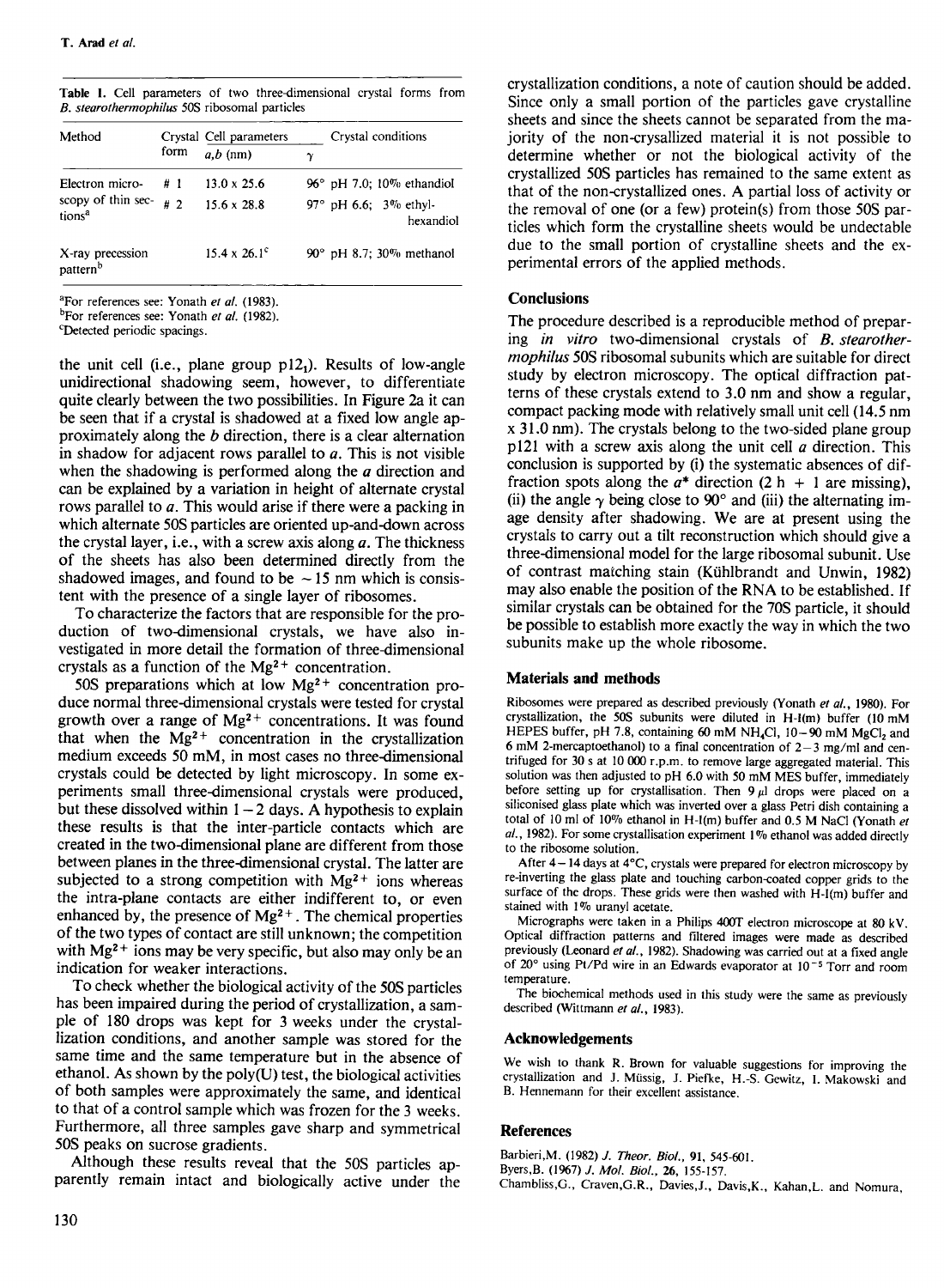Table I. Cell parameters of two three-dimensional crystal forms from *B. stearothermophilus* 50S ribosomal particles

| Method | Crystal form | Cell parameters $a,b$ (nm) | $\gamma$ | Crystal conditions |
|---|---|---|---|---|
| Electron microscopy of thin sections[a] | # 1 | 13.0 x 25.6 | 96° | pH 7.0; 10% ethandiol |
| | # 2 | 15.6 x 28.8 | 97° | pH 6.6; 3% ethylhexandiol |
| X-ray precession pattern[b] | | 15.4 x 26.1[c] | 90° | pH 8.7; 30% methanol |

[a]For references see: Yonath *et al.* (1983).
[b]For references see: Yonath *et al.* (1982).
[c]Detected periodic spacings.

the unit cell (i.e., plane group p12$_1$). Results of low-angle unidirectional shadowing seem, however, to differentiate quite clearly between the two possibilities. In Figure 2a it can be seen that if a crystal is shadowed at a fixed low angle approximately along the *b* direction, there is a clear alternation in shadow for adjacent rows parallel to *a*. This is not visible when the shadowing is performed along the *a* direction and can be explained by a variation in height of alternate crystal rows parallel to *a*. This would arise if there were a packing in which alternate 50S particles are oriented up-and-down across the crystal layer, i.e., with a screw axis along *a*. The thickness of the sheets has also been determined directly from the shadowed images, and found to be ~15 nm which is consistent with the presence of a single layer of ribosomes.

To characterize the factors that are responsible for the production of two-dimensional crystals, we have also investigated in more detail the formation of three-dimensional crystals as a function of the $Mg^{2+}$ concentration.

50S preparations which at low $Mg^{2+}$ concentration produce normal three-dimensional crystals were tested for crystal growth over a range of $Mg^{2+}$ concentrations. It was found that when the $Mg^{2+}$ concentration in the crystallization medium exceeds 50 mM, in most cases no three-dimensional crystals could be detected by light microscopy. In some experiments small three-dimensional crystals were produced, but these dissolved within 1–2 days. A hypothesis to explain these results is that the inter-particle contacts which are created in the two-dimensional plane are different from those between planes in the three-dimensional crystal. The latter are subjected to a strong competition with $Mg^{2+}$ ions whereas the intra-plane contacts are either indifferent to, or even enhanced by, the presence of $Mg^{2+}$. The chemical properties of the two types of contact are still unknown; the competition with $Mg^{2+}$ ions may be very specific, but also may only be an indication for weaker interactions.

To check whether the biological activity of the 50S particles has been impaired during the period of crystallization, a sample of 180 drops was kept for 3 weeks under the crystallization conditions, and another sample was stored for the same time and the same temperature but in the absence of ethanol. As shown by the poly(U) test, the biological activities of both samples were approximately the same, and identical to that of a control sample which was frozen for the 3 weeks. Furthermore, all three samples gave sharp and symmetrical 50S peaks on sucrose gradients.

Although these results reveal that the 50S particles apparently remain intact and biologically active under the crystallization conditions, a note of caution should be added. Since only a small portion of the particles gave crystalline sheets and since the sheets cannot be separated from the majority of the non-crysallized material it is not possible to determine whether or not the biological activity of the crystallized 50S particles has remained to the same extent as that of the non-crystallized ones. A partial loss of activity or the removal of one (or a few) protein(s) from those 50S particles which form the crystalline sheets would be undectable due to the small portion of crystalline sheets and the experimental errors of the applied methods.

## Conclusions

The procedure described is a reproducible method of preparing *in vitro* two-dimensional crystals of *B. stearothermophilus* 50S ribosomal subunits which are suitable for direct study by electron microscopy. The optical diffraction patterns of these crystals extend to 3.0 nm and show a regular, compact packing mode with relatively small unit cell (14.5 nm x 31.0 nm). The crystals belong to the two-sided plane group p121 with a screw axis along the unit cell *a* direction. This conclusion is supported by (i) the systematic absences of diffraction spots along the $a^*$ direction ($2h + 1$ are missing), (ii) the angle $\gamma$ being close to 90° and (iii) the alternating image density after shadowing. We are at present using the crystals to carry out a tilt reconstruction which should give a three-dimensional model for the large ribosomal subunit. Use of contrast matching stain (Kühlbrandt and Unwin, 1982) may also enable the position of the RNA to be established. If similar crystals can be obtained for the 70S particle, it should be possible to establish more exactly the way in which the two subunits make up the whole ribosome.

## Materials and methods

Ribosomes were prepared as described previously (Yonath *et al.*, 1980). For crystallization, the 50S subunits were diluted in H-I(m) buffer (10 mM HEPES buffer, pH 7.8, containing 60 mM $NH_4Cl$, 10–90 mM $MgCl_2$ and 6 mM 2-mercaptoethanol) to a final concentration of 2–3 mg/ml and centrifuged for 30 s at 10 000 r.p.m. to remove large aggregated material. This solution was then adjusted to pH 6.0 with 50 mM MES buffer, immediately before setting up for crystallisation. Then 9 µl drops were placed on a siliconised glass plate which was inverted over a glass Petri dish containing a total of 10 ml of 10% ethanol in H-I(m) buffer and 0.5 M NaCl (Yonath *et al.*, 1982). For some crystallisation experiment 1% ethanol was added directly to the ribosome solution.

After 4–14 days at 4°C, crystals were prepared for electron microscopy by re-inverting the glass plate and touching carbon-coated copper grids to the surface of the drops. These grids were then washed with H-I(m) buffer and stained with 1% uranyl acetate.

Micrographs were taken in a Philips 400T electron microscope at 80 kV. Optical diffraction patterns and filtered images were made as described previously (Leonard *et al.*, 1982). Shadowing was carried out at a fixed angle of 20° using Pt/Pd wire in an Edwards evaporator at $10^{-5}$ Torr and room temperature.

The biochemical methods used in this study were the same as previously described (Wittmann *et al.*, 1983).

## Acknowledgements

We wish to thank R. Brown for valuable suggestions for improving the crystallization and J. Müssig, J. Piefke, H.-S. Gewitz, I. Makowski and B. Hennemann for their excellent assistance.

## References

Barbieri,M. (1982) *J. Theor. Biol.*, **91**, 545-601.
Byers,B. (1967) *J. Mol. Biol.*, **26**, 155-157.
Chambliss,G., Craven,G.R., Davies,J., Davis,K., Kahan,L. and Nomura,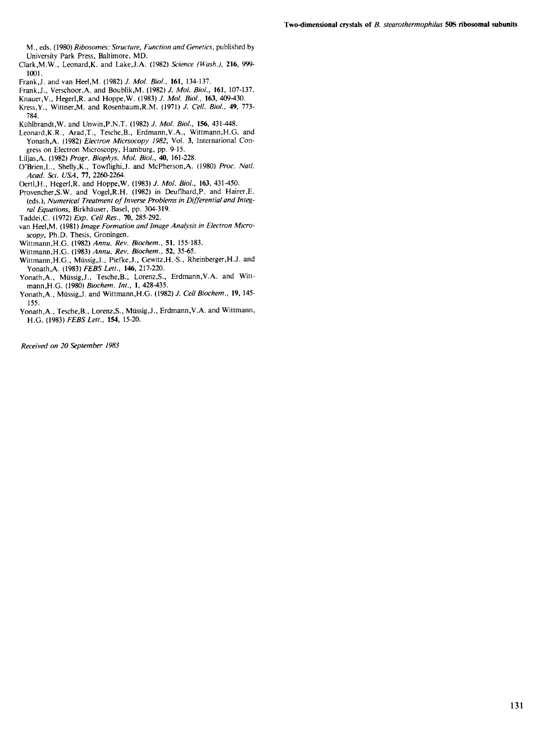M., eds. (1980) *Ribosomes: Structure, Function and Genetics*, published by University Park Press, Baltimore, MD.

Clark,M.W., Leonard,K. and Lake,J.A. (1982) *Science (Wash.)*, **216**, 999-1001.

Frank,J. and van Heel,M. (1982) *J. Mol. Biol.*, **161**, 134-137.

Frank,J., Verschoor,A. and Boublik,M. (1982) *J. Mol. Biol.*, **161**, 107-137.

Knauer,V., Hegerl,R. and Hoppe,W. (1983) *J. Mol. Biol.*, **163**, 409-430.

Kress,Y., Wittner,M. and Rosenbaum,R.M. (1971) *J. Cell. Biol.*, **49**, 773-784.

Kühlbrandt,W. and Unwin,P.N.T. (1982) *J. Mol. Biol.*, **156**, 431-448.

Leonard,K.R., Arad,T., Tesche,B., Erdmann,V.A., Wittmann,H.G. and Yonath,A. (1982) *Electron Micrsocopy 1982*, Vol. **3**, International Congress on Electron Microscopy, Hamburg, pp. 9-15.

Liljas,A. (1982) *Progr. Biophys. Mol. Biol.*, **40**, 161-228.

O'Brien,L., Shelly,K., Towfighi,J. and McPherson,A. (1980) *Proc. Natl. Acad. Sci. USA*, **77**, 2260-2264.

Oertl,H., Hegerl,R. and Hoppe,W. (1983) *J. Mol. Biol.*, **163**, 431-450.

Provencher,S.W. and Vogel,R.H. (1982) in Deuflhard,P. and Hairer,E. (eds.), *Numerical Treatment of Inverse Problems in Differential and Integral Equations*, Birkhäuser, Basel, pp. 304-319.

Taddei,C. (1972) *Exp. Cell Res.*, **70**, 285-292.

van Heel,M. (1981) *Image Formation and Image Analysis in Electron Microscopy*, Ph.D. Thesis, Groningen.

Wittmann,H.G. (1982) *Annu. Rev. Biochem.*, **51**, 155-183.

Wittmann,H.G. (1983) *Annu. Rev. Biochem.*, **52**, 35-65.

Wittmann,H.G., Müssig,J., Piefke,J., Gewitz,H.-S., Rheinberger,H.J. and Yonath,A. (1983) *FEBS Lett.*, **146**, 217-220.

Yonath,A., Müssig,J., Tesche,B., Lorenz,S., Erdmann,V.A. and Wittmann,H.G. (1980) *Biochem. Int.*, **1**, 428-435.

Yonath,A., Müssig,J. and Wittmann,H.G. (1982) *J. Cell Biochem.*, **19**, 145-155.

Yonath,A., Tesche,B., Lorenz,S., Müssig,J., Erdmann,V.A. and Wittmann, H.G. (1983) *FEBS Lett.*, **154**, 15-20.

*Received on 20 September 1983*